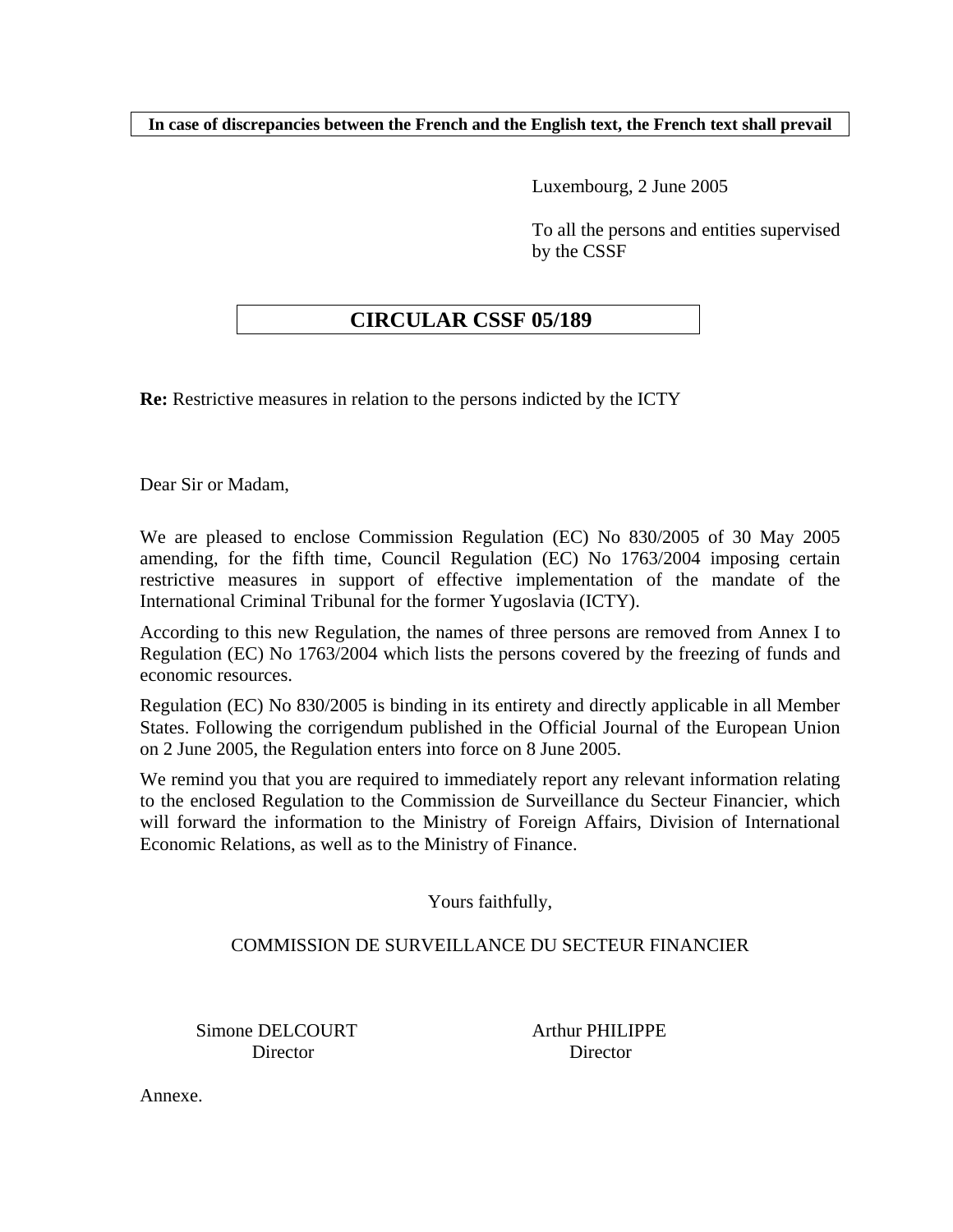**In case of discrepancies between the French and the English text, the French text shall prevail**

Luxembourg, 2 June 2005

To all the persons and entities supervised by the CSSF

# CIRCULAR CSSF 05/189

**Re:** Restrictive measures in relation to the persons indicted by the ICTY

Dear Sir or Madam,

We are pleased to enclose Commission Regulation (EC) No 830/2005 of 30 May 2005 amending, for the fifth time, Council Regulation (EC) No 1763/2004 imposing certain restrictive measures in support of effective implementation of the mandate of the International Criminal Tribunal for the former Yugoslavia (ICTY).

According to this new Regulation, the names of three persons are removed from Annex I to Regulation (EC) No 1763/2004 which lists the persons covered by the freezing of funds and economic resources.

Regulation (EC) No 830/2005 is binding in its entirety and directly applicable in all Member States. Following the corrigendum published in the Official Journal of the European Union on 2 June 2005, the Regulation enters into force on 8 June 2005.

We remind you that you are required to immediately report any relevant information relating to the enclosed Regulation to the Commission de Surveillance du Secteur Financier, which will forward the information to the Ministry of Foreign Affairs, Division of International Economic Relations, as well as to the Ministry of Finance.

Yours faithfully,

COMMISSION DE SURVEILLANCE DU SECTEUR FINANCIER

Simone DELCOURT
Director

Arthur PHILIPPE
Director

Annexe.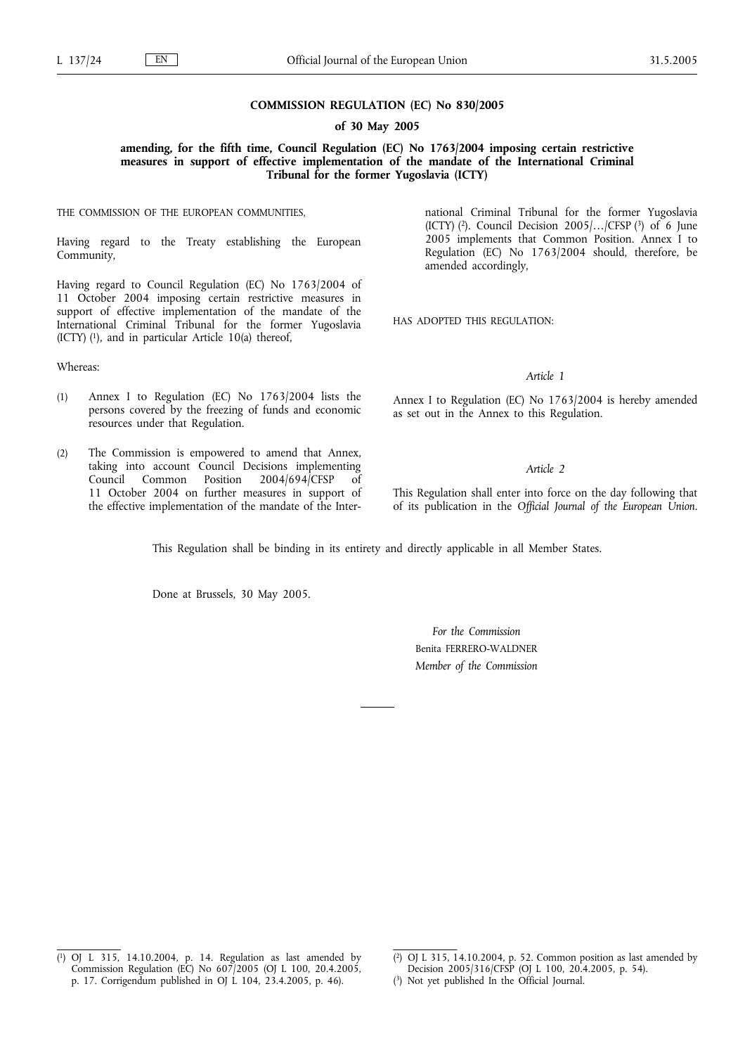**COMMISSION REGULATION (EC) No 830/2005**

**of 30 May 2005**

**amending, for the fifth time, Council Regulation (EC) No 1763/2004 imposing certain restrictive measures in support of effective implementation of the mandate of the International Criminal Tribunal for the former Yugoslavia (ICTY)**

THE COMMISSION OF THE EUROPEAN COMMUNITIES,

Having regard to the Treaty establishing the European Community,

Having regard to Council Regulation (EC) No 1763/2004 of 11 October 2004 imposing certain restrictive measures in support of effective implementation of the mandate of the International Criminal Tribunal for the former Yugoslavia (ICTY) [1], and in particular Article 10(a) thereof,

Whereas:

(1) Annex I to Regulation (EC) No 1763/2004 lists the persons covered by the freezing of funds and economic resources under that Regulation.

(2) The Commission is empowered to amend that Annex, taking into account Council Decisions implementing Council Common Position 2004/694/CFSP of 11 October 2004 on further measures in support of the effective implementation of the mandate of the International Criminal Tribunal for the former Yugoslavia (ICTY) [2]. Council Decision 2005/…/CFSP [3] of 6 June 2005 implements that Common Position. Annex I to Regulation (EC) No 1763/2004 should, therefore, be amended accordingly,

HAS ADOPTED THIS REGULATION:

*Article 1*

Annex I to Regulation (EC) No 1763/2004 is hereby amended as set out in the Annex to this Regulation.

*Article 2*

This Regulation shall enter into force on the day following that of its publication in the *Official Journal of the European Union*.

This Regulation shall be binding in its entirety and directly applicable in all Member States.

Done at Brussels, 30 May 2005.

*For the Commission*

Benita FERRERO-WALDNER

*Member of the Commission*

---

[1] OJ L 315, 14.10.2004, p. 14. Regulation as last amended by Commission Regulation (EC) No 607/2005 (OJ L 100, 20.4.2005, p. 17. Corrigendum published in OJ L 104, 23.4.2005, p. 46).

[2] OJ L 315, 14.10.2004, p. 52. Common position as last amended by Decision 2005/316/CFSP (OJ L 100, 20.4.2005, p. 54).

[3] Not yet published In the Official Journal.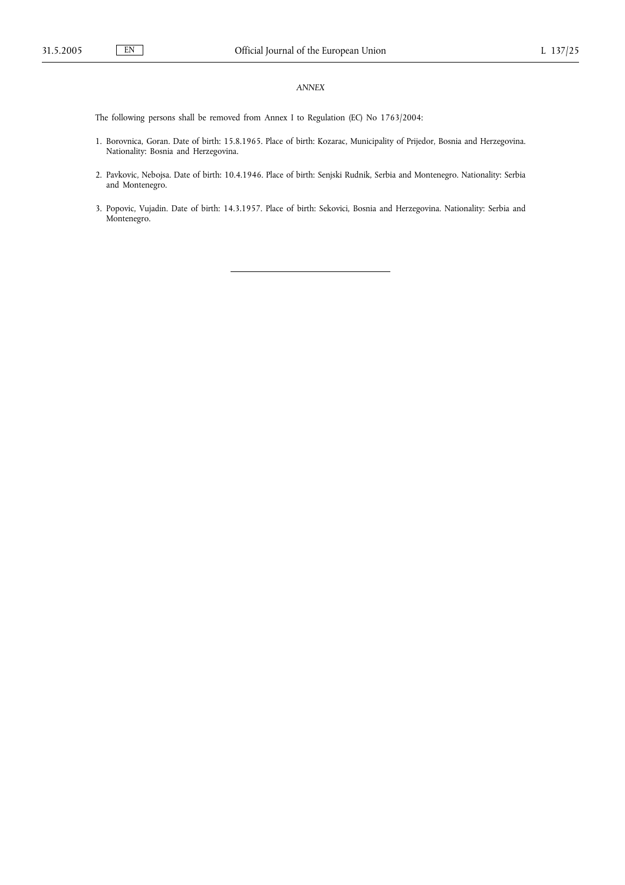*ANNEX*

The following persons shall be removed from Annex I to Regulation (EC) No 1763/2004:

1. Borovnica, Goran. Date of birth: 15.8.1965. Place of birth: Kozarac, Municipality of Prijedor, Bosnia and Herzegovina. Nationality: Bosnia and Herzegovina.

2. Pavkovic, Nebojsa. Date of birth: 10.4.1946. Place of birth: Senjski Rudnik, Serbia and Montenegro. Nationality: Serbia and Montenegro.

3. Popovic, Vujadin. Date of birth: 14.3.1957. Place of birth: Sekovici, Bosnia and Herzegovina. Nationality: Serbia and Montenegro.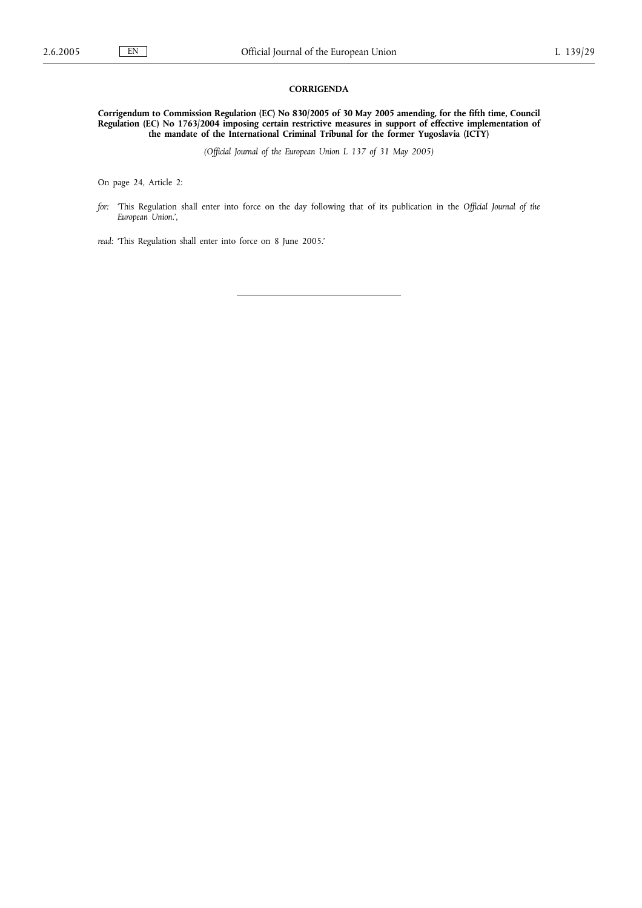## CORRIGENDA

**Corrigendum to Commission Regulation (EC) No 830/2005 of 30 May 2005 amending, for the fifth time, Council Regulation (EC) No 1763/2004 imposing certain restrictive measures in support of effective implementation of the mandate of the International Criminal Tribunal for the former Yugoslavia (ICTY)**

*(Official Journal of the European Union L 137 of 31 May 2005)*

On page 24, Article 2:

*for:* 'This Regulation shall enter into force on the day following that of its publication in the *Official Journal of the European Union*.',

*read:* 'This Regulation shall enter into force on 8 June 2005.'